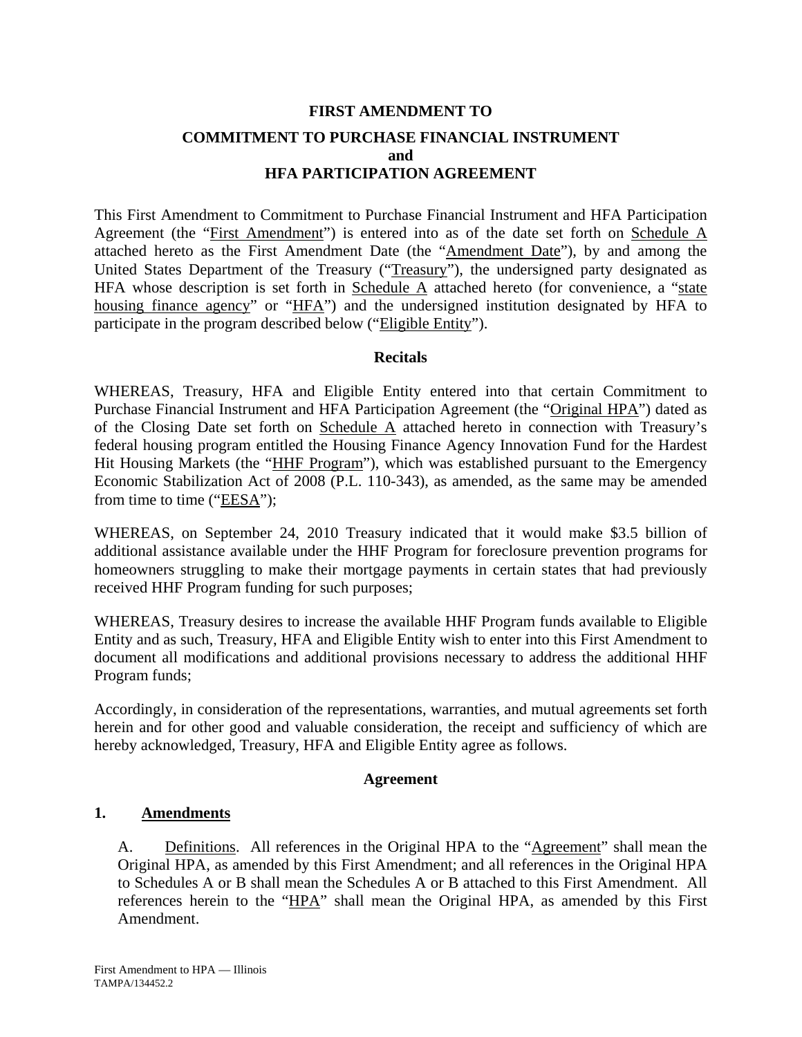**FIRST AMENDMENT TO**

**COMMITMENT TO PURCHASE FINANCIAL INSTRUMENT
and
HFA PARTICIPATION AGREEMENT**

This First Amendment to Commitment to Purchase Financial Instrument and HFA Participation Agreement (the "First Amendment") is entered into as of the date set forth on Schedule A attached hereto as the First Amendment Date (the "Amendment Date"), by and among the United States Department of the Treasury ("Treasury"), the undersigned party designated as HFA whose description is set forth in Schedule A attached hereto (for convenience, a "state housing finance agency" or "HFA") and the undersigned institution designated by HFA to participate in the program described below ("Eligible Entity").

**Recitals**

WHEREAS, Treasury, HFA and Eligible Entity entered into that certain Commitment to Purchase Financial Instrument and HFA Participation Agreement (the "Original HPA") dated as of the Closing Date set forth on Schedule A attached hereto in connection with Treasury's federal housing program entitled the Housing Finance Agency Innovation Fund for the Hardest Hit Housing Markets (the "HHF Program"), which was established pursuant to the Emergency Economic Stabilization Act of 2008 (P.L. 110-343), as amended, as the same may be amended from time to time ("EESA");

WHEREAS, on September 24, 2010 Treasury indicated that it would make $3.5 billion of additional assistance available under the HHF Program for foreclosure prevention programs for homeowners struggling to make their mortgage payments in certain states that had previously received HHF Program funding for such purposes;

WHEREAS, Treasury desires to increase the available HHF Program funds available to Eligible Entity and as such, Treasury, HFA and Eligible Entity wish to enter into this First Amendment to document all modifications and additional provisions necessary to address the additional HHF Program funds;

Accordingly, in consideration of the representations, warranties, and mutual agreements set forth herein and for other good and valuable consideration, the receipt and sufficiency of which are hereby acknowledged, Treasury, HFA and Eligible Entity agree as follows.

**Agreement**

**1. Amendments**

A. Definitions. All references in the Original HPA to the "Agreement" shall mean the Original HPA, as amended by this First Amendment; and all references in the Original HPA to Schedules A or B shall mean the Schedules A or B attached to this First Amendment. All references herein to the "HPA" shall mean the Original HPA, as amended by this First Amendment.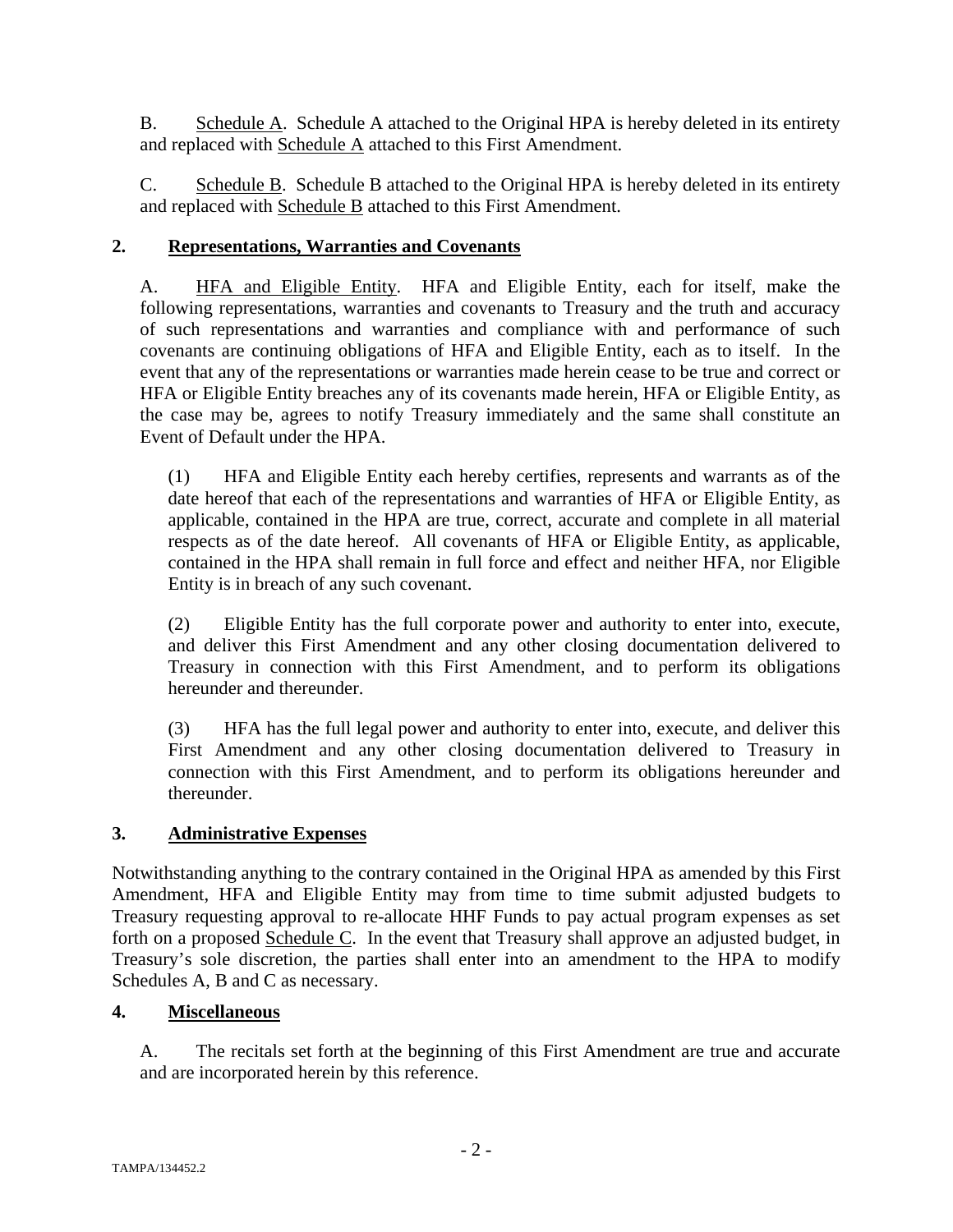B. Schedule A. Schedule A attached to the Original HPA is hereby deleted in its entirety and replaced with Schedule A attached to this First Amendment.

C. Schedule B. Schedule B attached to the Original HPA is hereby deleted in its entirety and replaced with Schedule B attached to this First Amendment.

## 2. Representations, Warranties and Covenants

A. HFA and Eligible Entity. HFA and Eligible Entity, each for itself, make the following representations, warranties and covenants to Treasury and the truth and accuracy of such representations and warranties and compliance with and performance of such covenants are continuing obligations of HFA and Eligible Entity, each as to itself. In the event that any of the representations or warranties made herein cease to be true and correct or HFA or Eligible Entity breaches any of its covenants made herein, HFA or Eligible Entity, as the case may be, agrees to notify Treasury immediately and the same shall constitute an Event of Default under the HPA.

(1) HFA and Eligible Entity each hereby certifies, represents and warrants as of the date hereof that each of the representations and warranties of HFA or Eligible Entity, as applicable, contained in the HPA are true, correct, accurate and complete in all material respects as of the date hereof. All covenants of HFA or Eligible Entity, as applicable, contained in the HPA shall remain in full force and effect and neither HFA, nor Eligible Entity is in breach of any such covenant.

(2) Eligible Entity has the full corporate power and authority to enter into, execute, and deliver this First Amendment and any other closing documentation delivered to Treasury in connection with this First Amendment, and to perform its obligations hereunder and thereunder.

(3) HFA has the full legal power and authority to enter into, execute, and deliver this First Amendment and any other closing documentation delivered to Treasury in connection with this First Amendment, and to perform its obligations hereunder and thereunder.

## 3. Administrative Expenses

Notwithstanding anything to the contrary contained in the Original HPA as amended by this First Amendment, HFA and Eligible Entity may from time to time submit adjusted budgets to Treasury requesting approval to re-allocate HHF Funds to pay actual program expenses as set forth on a proposed Schedule C. In the event that Treasury shall approve an adjusted budget, in Treasury's sole discretion, the parties shall enter into an amendment to the HPA to modify Schedules A, B and C as necessary.

## 4. Miscellaneous

A. The recitals set forth at the beginning of this First Amendment are true and accurate and are incorporated herein by this reference.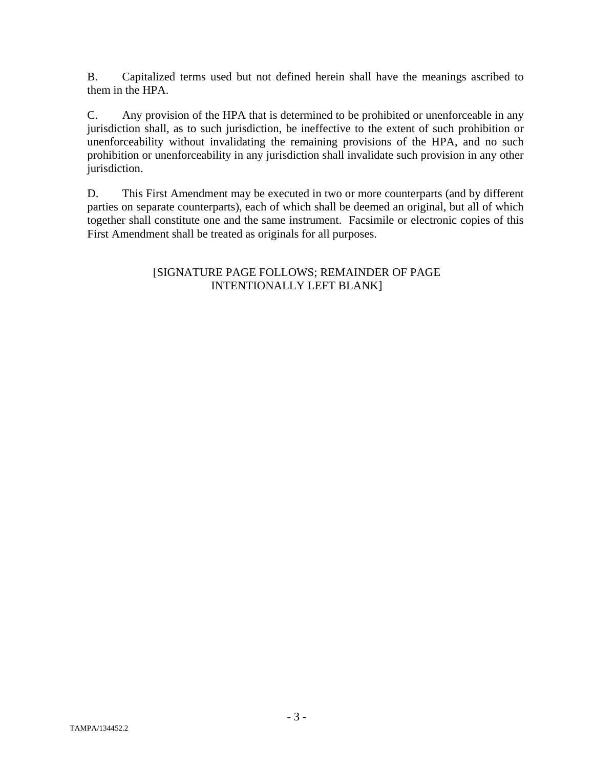B. Capitalized terms used but not defined herein shall have the meanings ascribed to them in the HPA.

C. Any provision of the HPA that is determined to be prohibited or unenforceable in any jurisdiction shall, as to such jurisdiction, be ineffective to the extent of such prohibition or unenforceability without invalidating the remaining provisions of the HPA, and no such prohibition or unenforceability in any jurisdiction shall invalidate such provision in any other jurisdiction.

D. This First Amendment may be executed in two or more counterparts (and by different parties on separate counterparts), each of which shall be deemed an original, but all of which together shall constitute one and the same instrument. Facsimile or electronic copies of this First Amendment shall be treated as originals for all purposes.

[SIGNATURE PAGE FOLLOWS; REMAINDER OF PAGE INTENTIONALLY LEFT BLANK]

TAMPA/134452.2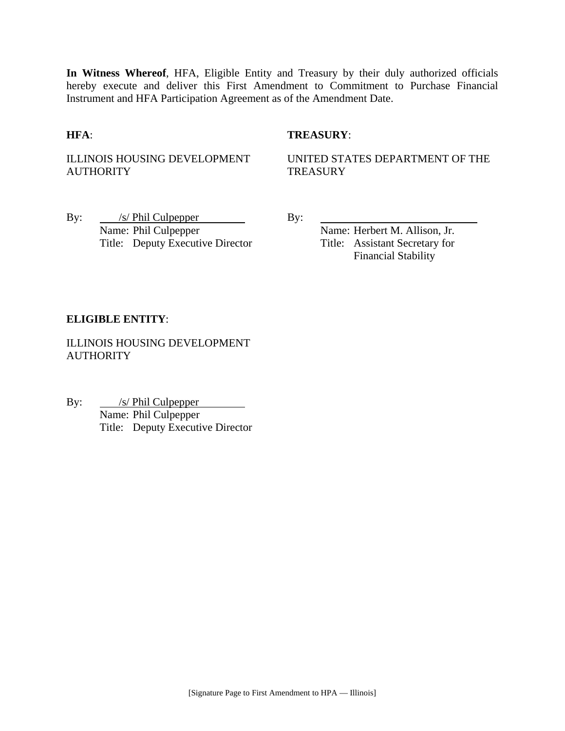**In Witness Whereof**, HFA, Eligible Entity and Treasury by their duly authorized officials hereby execute and deliver this First Amendment to Commitment to Purchase Financial Instrument and HFA Participation Agreement as of the Amendment Date.

**HFA**:

ILLINOIS HOUSING DEVELOPMENT AUTHORITY

By: /s/ Phil Culpepper
Name: Phil Culpepper
Title: Deputy Executive Director

**TREASURY**:

UNITED STATES DEPARTMENT OF THE TREASURY

By: ______________________________
Name: Herbert M. Allison, Jr.
Title: Assistant Secretary for Financial Stability

**ELIGIBLE ENTITY**:

ILLINOIS HOUSING DEVELOPMENT AUTHORITY

By: /s/ Phil Culpepper
Name: Phil Culpepper
Title: Deputy Executive Director

[Signature Page to First Amendment to HPA — Illinois]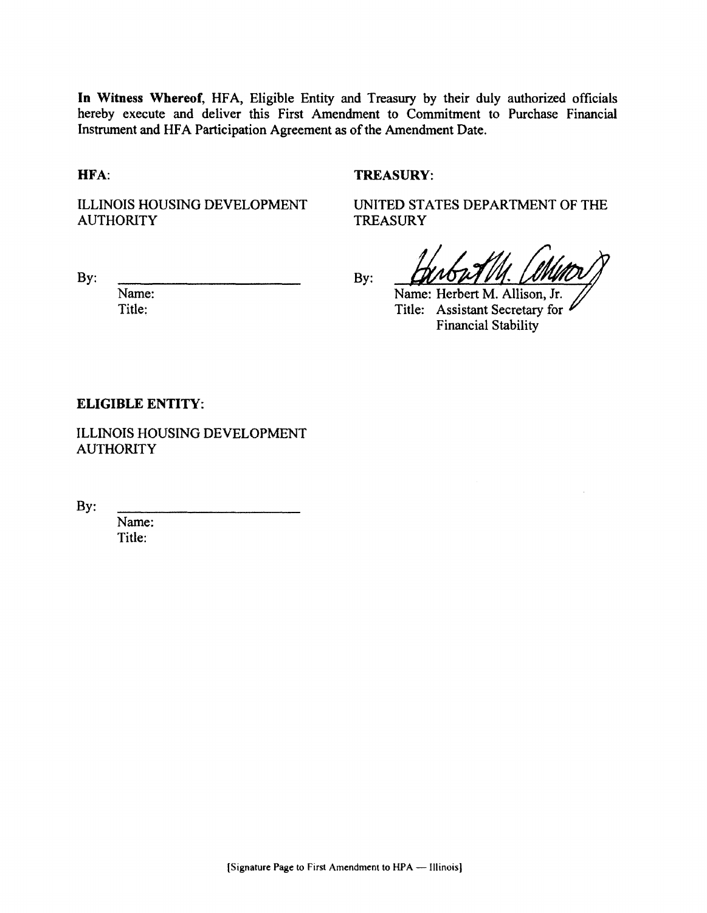**In Witness Whereof**, HFA, Eligible Entity and Treasury by their duly authorized officials hereby execute and deliver this First Amendment to Commitment to Purchase Financial Instrument and HFA Participation Agreement as of the Amendment Date.

**HFA**:

ILLINOIS HOUSING DEVELOPMENT AUTHORITY

By: \_\_\_\_\_\_\_\_\_\_\_\_\_\_\_\_\_\_\_\_\_\_\_\_

Name:
Title:

**TREASURY**:

UNITED STATES DEPARTMENT OF THE TREASURY

By: \_\_\_\_\_\_\_\_\_\_\_\_\_\_\_\_\_\_\_\_\_\_\_\_

Name: Herbert M. Allison, Jr.
Title: Assistant Secretary for Financial Stability

**ELIGIBLE ENTITY**:

ILLINOIS HOUSING DEVELOPMENT AUTHORITY

By: \_\_\_\_\_\_\_\_\_\_\_\_\_\_\_\_\_\_\_\_\_\_\_\_

Name:
Title:

[Signature Page to First Amendment to HPA — Illinois]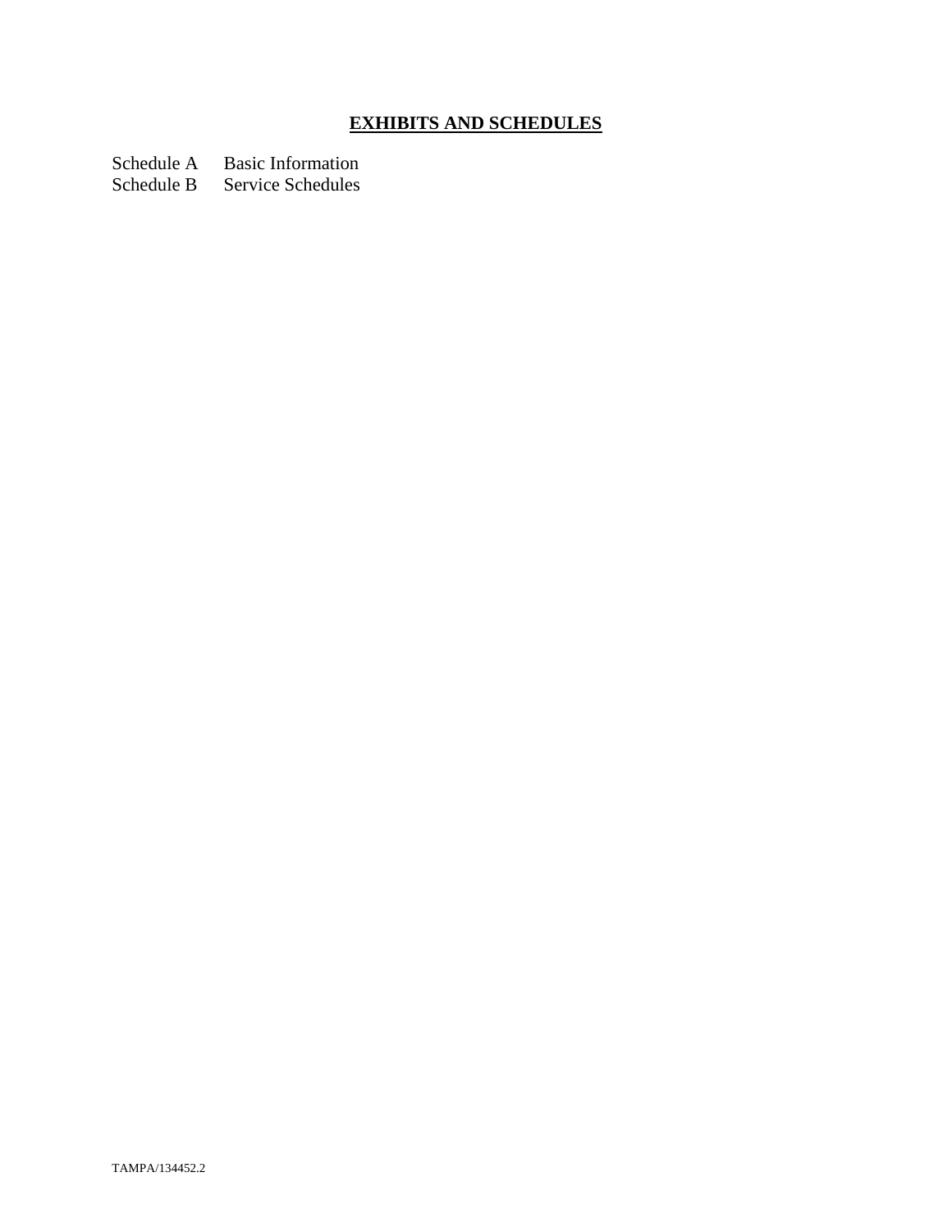## **EXHIBITS AND SCHEDULES**

Schedule A Basic Information
Schedule B Service Schedules

TAMPA/134452.2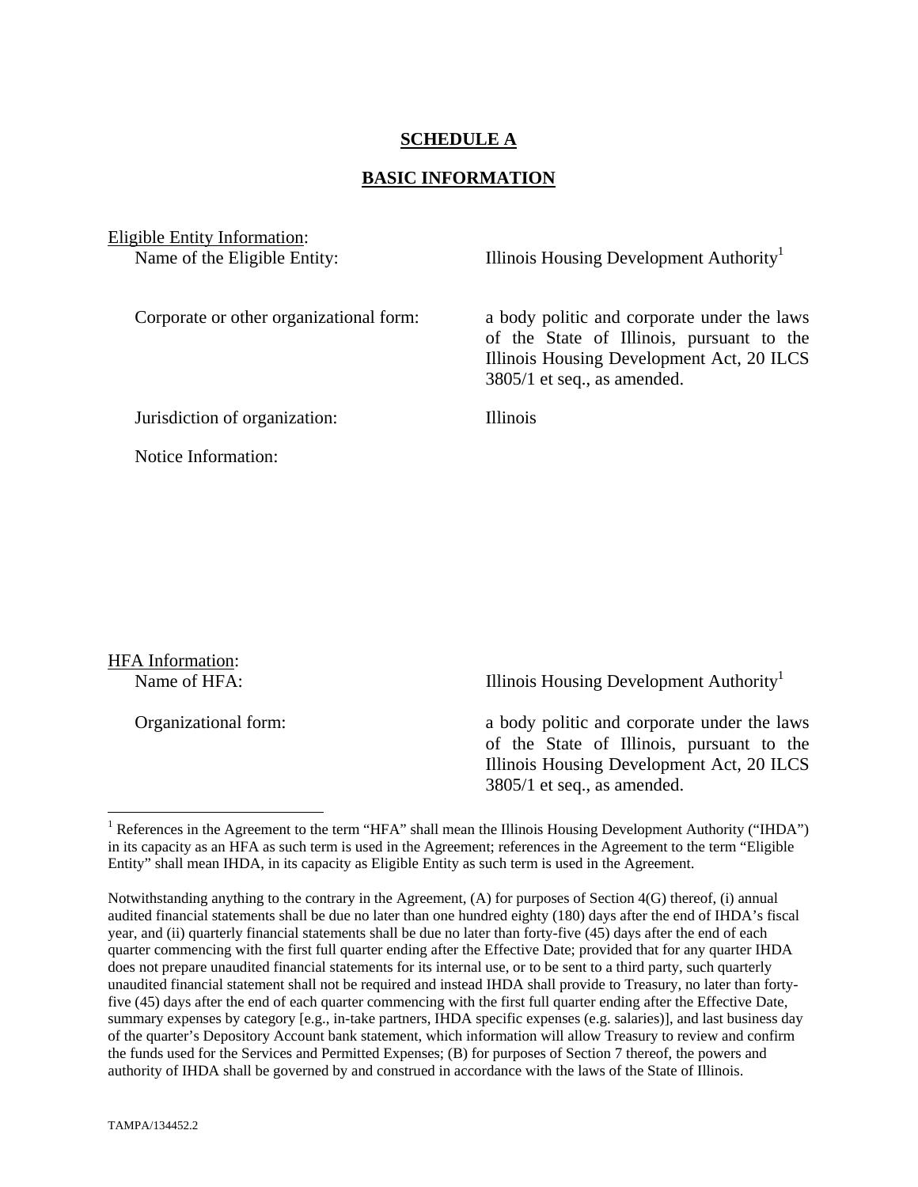## SCHEDULE A

## BASIC INFORMATION

Eligible Entity Information:

| | |
|---|---|
| Name of the Eligible Entity: | Illinois Housing Development Authority[1] |
| Corporate or other organizational form: | a body politic and corporate under the laws of the State of Illinois, pursuant to the Illinois Housing Development Act, 20 ILCS 3805/1 et seq., as amended. |
| Jurisdiction of organization: | Illinois |
| Notice Information: | |

HFA Information:

| | |
|---|---|
| Name of HFA: | Illinois Housing Development Authority[1] |
| Organizational form: | a body politic and corporate under the laws of the State of Illinois, pursuant to the Illinois Housing Development Act, 20 ILCS 3805/1 et seq., as amended. |

---

[1] References in the Agreement to the term "HFA" shall mean the Illinois Housing Development Authority ("IHDA") in its capacity as an HFA as such term is used in the Agreement; references in the Agreement to the term "Eligible Entity" shall mean IHDA, in its capacity as Eligible Entity as such term is used in the Agreement.

Notwithstanding anything to the contrary in the Agreement, (A) for purposes of Section 4(G) thereof, (i) annual audited financial statements shall be due no later than one hundred eighty (180) days after the end of IHDA's fiscal year, and (ii) quarterly financial statements shall be due no later than forty-five (45) days after the end of each quarter commencing with the first full quarter ending after the Effective Date; provided that for any quarter IHDA does not prepare unaudited financial statements for its internal use, or to be sent to a third party, such quarterly unaudited financial statement shall not be required and instead IHDA shall provide to Treasury, no later than forty-five (45) days after the end of each quarter commencing with the first full quarter ending after the Effective Date, summary expenses by category [e.g., in-take partners, IHDA specific expenses (e.g. salaries)], and last business day of the quarter's Depository Account bank statement, which information will allow Treasury to review and confirm the funds used for the Services and Permitted Expenses; (B) for purposes of Section 7 thereof, the powers and authority of IHDA shall be governed by and construed in accordance with the laws of the State of Illinois.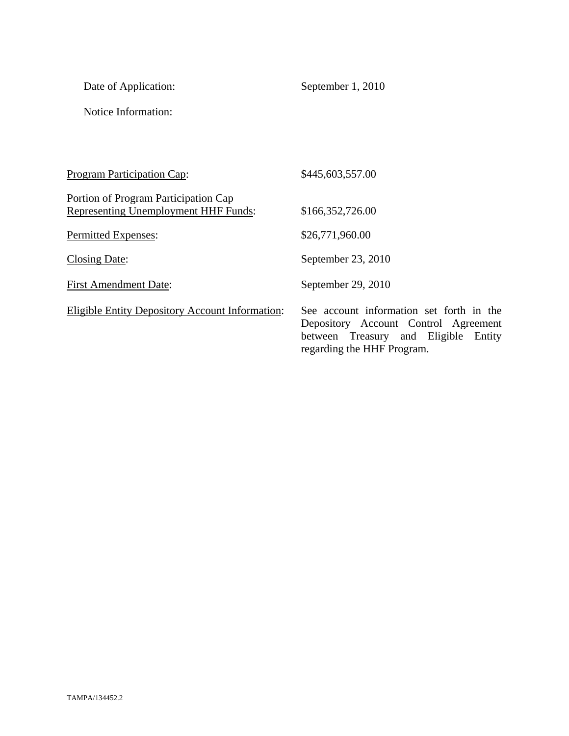Date of Application: September 1, 2010

Notice Information:

| | |
|---|---|
| Program Participation Cap: | $445,603,557.00 |
| Portion of Program Participation Cap Representing Unemployment HHF Funds: | $166,352,726.00 |
| Permitted Expenses: | $26,771,960.00 |
| Closing Date: | September 23, 2010 |
| First Amendment Date: | September 29, 2010 |
| Eligible Entity Depository Account Information: | See account information set forth in the Depository Account Control Agreement between Treasury and Eligible Entity regarding the HHF Program. |

TAMPA/134452.2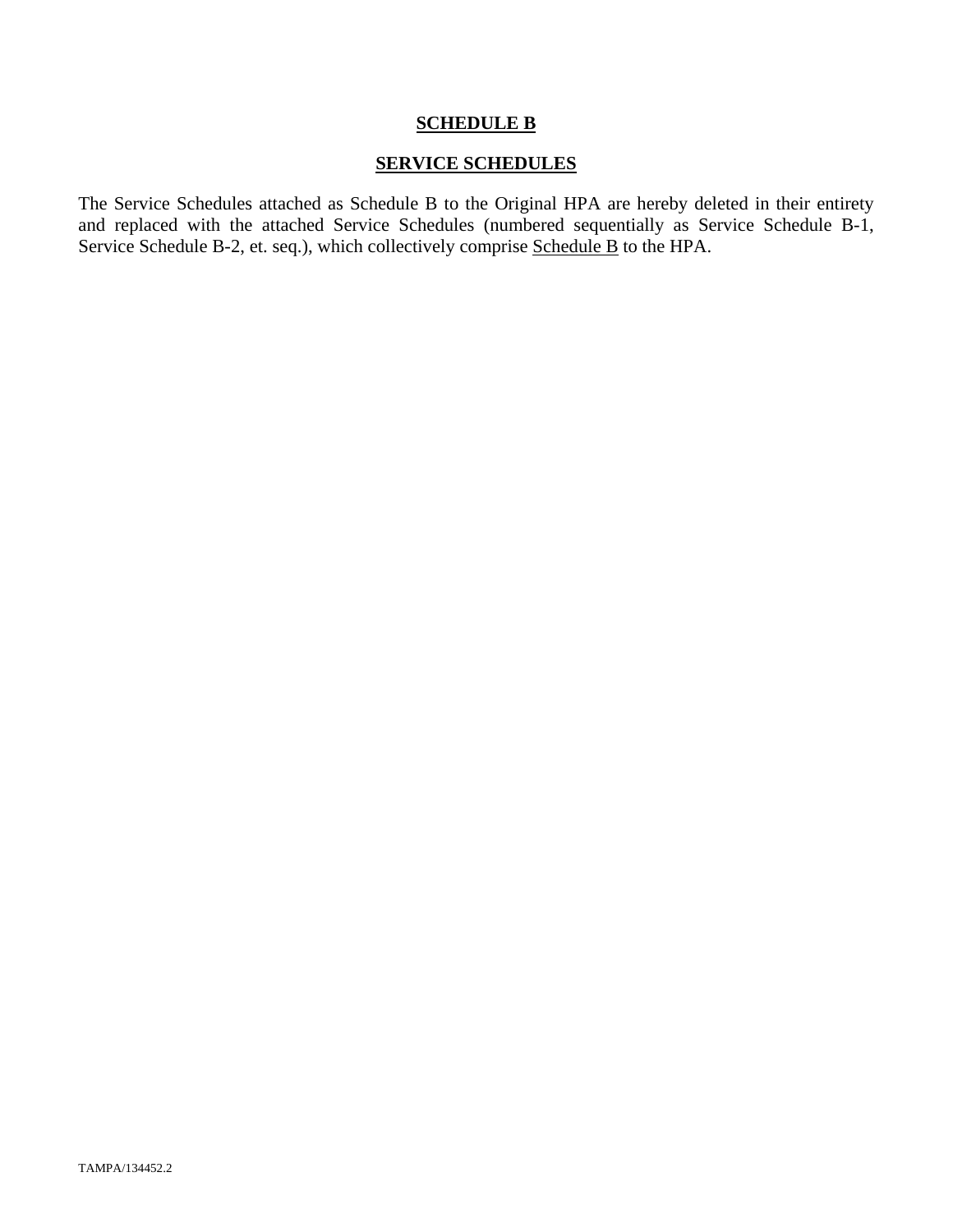**SCHEDULE B**

**SERVICE SCHEDULES**

The Service Schedules attached as Schedule B to the Original HPA are hereby deleted in their entirety and replaced with the attached Service Schedules (numbered sequentially as Service Schedule B-1, Service Schedule B-2, et. seq.), which collectively comprise Schedule B to the HPA.

TAMPA/134452.2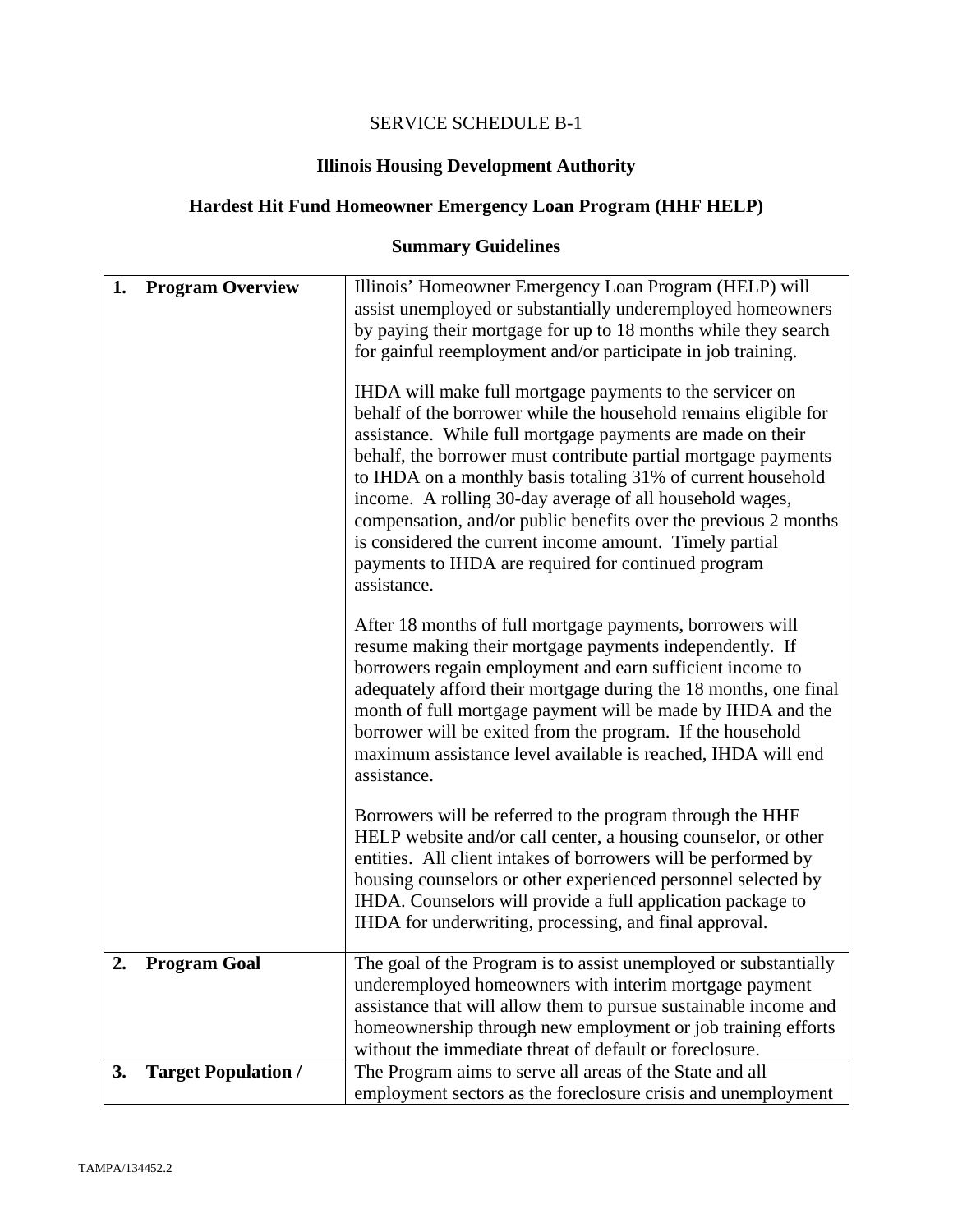SERVICE SCHEDULE B-1

## Illinois Housing Development Authority

## Hardest Hit Fund Homeowner Emergency Loan Program (HHF HELP)

## Summary Guidelines

| | |
|---|---|
| **1. Program Overview** | Illinois' Homeowner Emergency Loan Program (HELP) will assist unemployed or substantially underemployed homeowners by paying their mortgage for up to 18 months while they search for gainful reemployment and/or participate in job training.<br><br>IHDA will make full mortgage payments to the servicer on behalf of the borrower while the household remains eligible for assistance. While full mortgage payments are made on their behalf, the borrower must contribute partial mortgage payments to IHDA on a monthly basis totaling 31% of current household income. A rolling 30-day average of all household wages, compensation, and/or public benefits over the previous 2 months is considered the current income amount. Timely partial payments to IHDA are required for continued program assistance.<br><br>After 18 months of full mortgage payments, borrowers will resume making their mortgage payments independently. If borrowers regain employment and earn sufficient income to adequately afford their mortgage during the 18 months, one final month of full mortgage payment will be made by IHDA and the borrower will be exited from the program. If the household maximum assistance level available is reached, IHDA will end assistance.<br><br>Borrowers will be referred to the program through the HHF HELP website and/or call center, a housing counselor, or other entities. All client intakes of borrowers will be performed by housing counselors or other experienced personnel selected by IHDA. Counselors will provide a full application package to IHDA for underwriting, processing, and final approval. |
| **2. Program Goal** | The goal of the Program is to assist unemployed or substantially underemployed homeowners with interim mortgage payment assistance that will allow them to pursue sustainable income and homeownership through new employment or job training efforts without the immediate threat of default or foreclosure. |
| **3. Target Population /** | The Program aims to serve all areas of the State and all employment sectors as the foreclosure crisis and unemployment |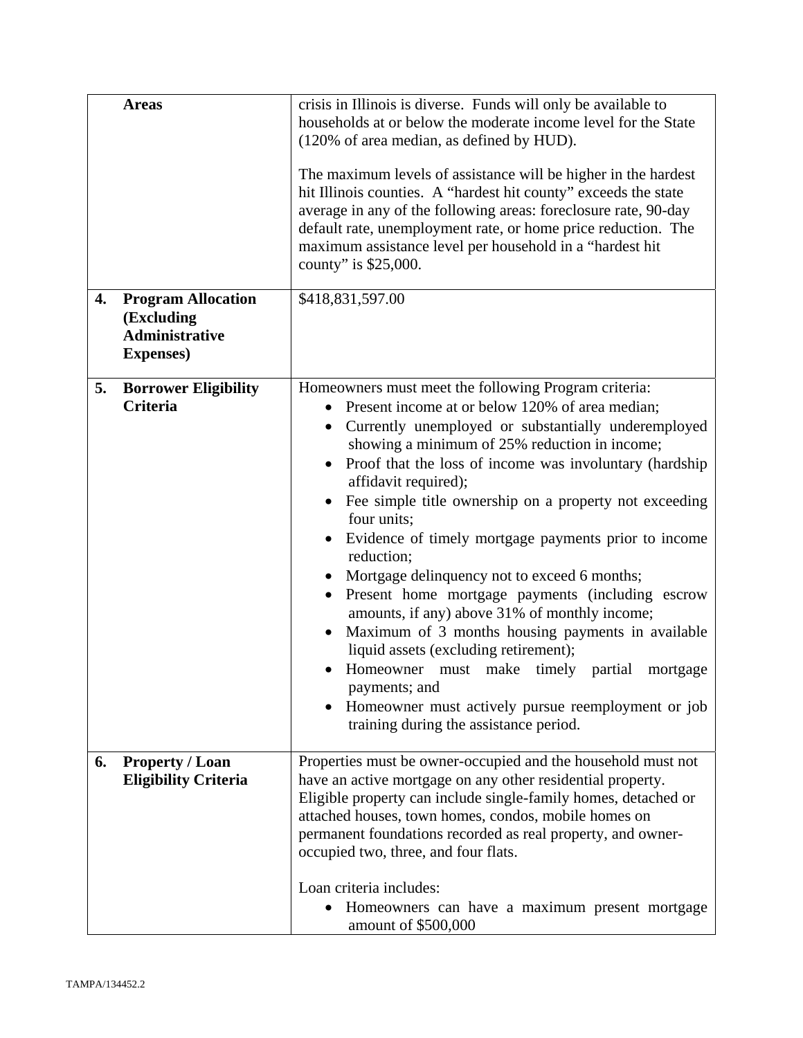| | |
|---|---|
| **Areas** | crisis in Illinois is diverse. Funds will only be available to households at or below the moderate income level for the State (120% of area median, as defined by HUD).<br><br>The maximum levels of assistance will be higher in the hardest hit Illinois counties. A "hardest hit county" exceeds the state average in any of the following areas: foreclosure rate, 90-day default rate, unemployment rate, or home price reduction. The maximum assistance level per household in a "hardest hit county" is $25,000. |
| **4. Program Allocation (Excluding Administrative Expenses)** | $418,831,597.00 |
| **5. Borrower Eligibility Criteria** | Homeowners must meet the following Program criteria:<br>• Present income at or below 120% of area median;<br>• Currently unemployed or substantially underemployed showing a minimum of 25% reduction in income;<br>• Proof that the loss of income was involuntary (hardship affidavit required);<br>• Fee simple title ownership on a property not exceeding four units;<br>• Evidence of timely mortgage payments prior to income reduction;<br>• Mortgage delinquency not to exceed 6 months;<br>• Present home mortgage payments (including escrow amounts, if any) above 31% of monthly income;<br>• Maximum of 3 months housing payments in available liquid assets (excluding retirement);<br>• Homeowner must make timely partial mortgage payments; and<br>• Homeowner must actively pursue reemployment or job training during the assistance period. |
| **6. Property / Loan Eligibility Criteria** | Properties must be owner-occupied and the household must not have an active mortgage on any other residential property. Eligible property can include single-family homes, detached or attached houses, town homes, condos, mobile homes on permanent foundations recorded as real property, and owner-occupied two, three, and four flats.<br><br>Loan criteria includes:<br>• Homeowners can have a maximum present mortgage amount of $500,000 |

TAMPA/134452.2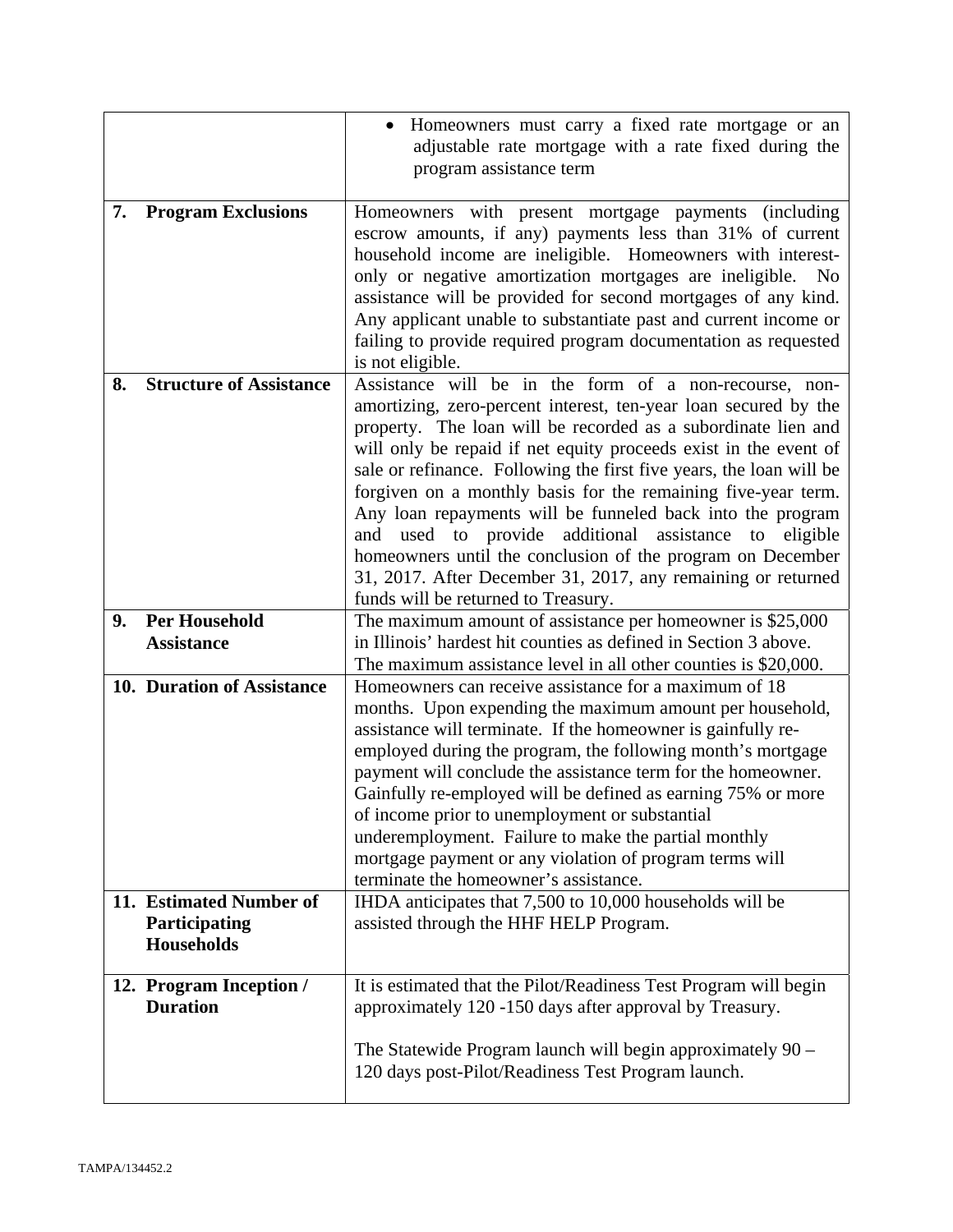| | |
|---|---|
| | • Homeowners must carry a fixed rate mortgage or an adjustable rate mortgage with a rate fixed during the program assistance term |
| **7. Program Exclusions** | Homeowners with present mortgage payments (including escrow amounts, if any) payments less than 31% of current household income are ineligible. Homeowners with interest-only or negative amortization mortgages are ineligible. No assistance will be provided for second mortgages of any kind. Any applicant unable to substantiate past and current income or failing to provide required program documentation as requested is not eligible. |
| **8. Structure of Assistance** | Assistance will be in the form of a non-recourse, non-amortizing, zero-percent interest, ten-year loan secured by the property. The loan will be recorded as a subordinate lien and will only be repaid if net equity proceeds exist in the event of sale or refinance. Following the first five years, the loan will be forgiven on a monthly basis for the remaining five-year term. Any loan repayments will be funneled back into the program and used to provide additional assistance to eligible homeowners until the conclusion of the program on December 31, 2017. After December 31, 2017, any remaining or returned funds will be returned to Treasury. |
| **9. Per Household Assistance** | The maximum amount of assistance per homeowner is $25,000 in Illinois' hardest hit counties as defined in Section 3 above. The maximum assistance level in all other counties is $20,000. |
| **10. Duration of Assistance** | Homeowners can receive assistance for a maximum of 18 months. Upon expending the maximum amount per household, assistance will terminate. If the homeowner is gainfully re-employed during the program, the following month's mortgage payment will conclude the assistance term for the homeowner. Gainfully re-employed will be defined as earning 75% or more of income prior to unemployment or substantial underemployment. Failure to make the partial monthly mortgage payment or any violation of program terms will terminate the homeowner's assistance. |
| **11. Estimated Number of Participating Households** | IHDA anticipates that 7,500 to 10,000 households will be assisted through the HHF HELP Program. |
| **12. Program Inception / Duration** | It is estimated that the Pilot/Readiness Test Program will begin approximately 120 -150 days after approval by Treasury.<br><br>The Statewide Program launch will begin approximately 90 – 120 days post-Pilot/Readiness Test Program launch. |

TAMPA/134452.2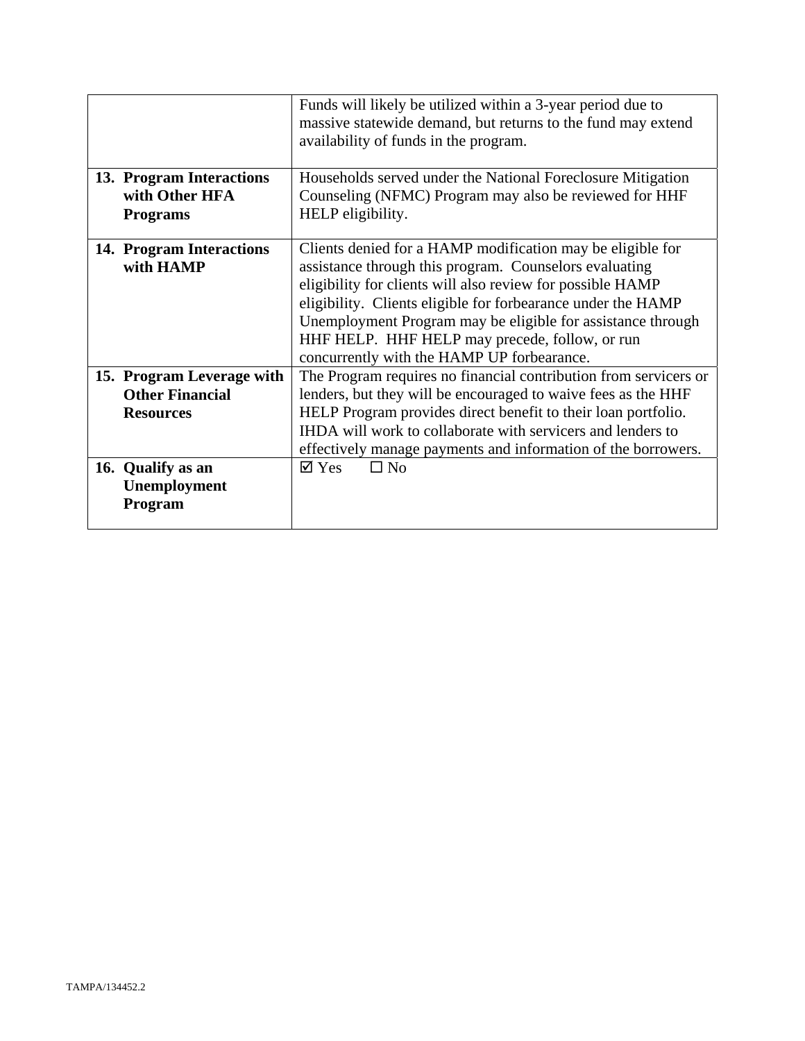| | |
|---|---|
| | Funds will likely be utilized within a 3-year period due to massive statewide demand, but returns to the fund may extend availability of funds in the program. |
| **13. Program Interactions with Other HFA Programs** | Households served under the National Foreclosure Mitigation Counseling (NFMC) Program may also be reviewed for HHF HELP eligibility. |
| **14. Program Interactions with HAMP** | Clients denied for a HAMP modification may be eligible for assistance through this program. Counselors evaluating eligibility for clients will also review for possible HAMP eligibility. Clients eligible for forbearance under the HAMP Unemployment Program may be eligible for assistance through HHF HELP. HHF HELP may precede, follow, or run concurrently with the HAMP UP forbearance. |
| **15. Program Leverage with Other Financial Resources** | The Program requires no financial contribution from servicers or lenders, but they will be encouraged to waive fees as the HHF HELP Program provides direct benefit to their loan portfolio. IHDA will work to collaborate with servicers and lenders to effectively manage payments and information of the borrowers. |
| **16. Qualify as an Unemployment Program** | ☑ Yes ☐ No |

TAMPA/134452.2